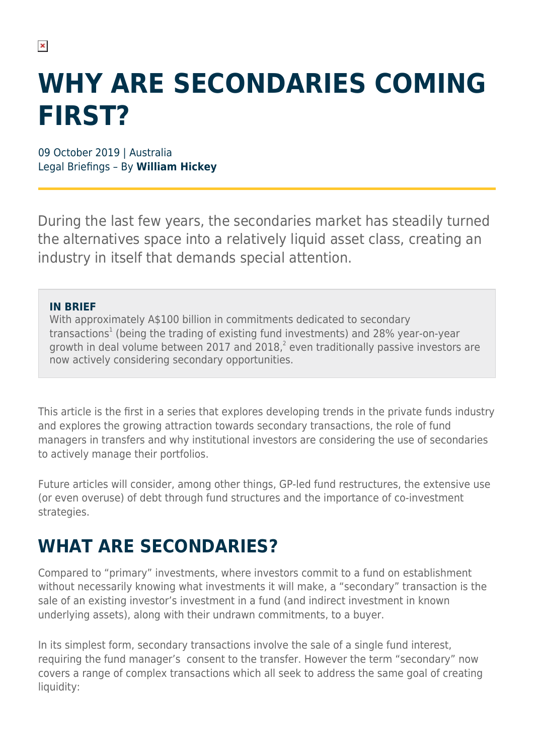# WHY ARE SECONDARIES COMING FIRST?

09 October 2019 | Australia
Legal Briefings – By **William Hickey**

During the last few years, the secondaries market has steadily turned the alternatives space into a relatively liquid asset class, creating an industry in itself that demands special attention.

**IN BRIEF**

With approximately A$100 billion in commitments dedicated to secondary transactions[1] (being the trading of existing fund investments) and 28% year-on-year growth in deal volume between 2017 and 2018,[2] even traditionally passive investors are now actively considering secondary opportunities.

This article is the first in a series that explores developing trends in the private funds industry and explores the growing attraction towards secondary transactions, the role of fund managers in transfers and why institutional investors are considering the use of secondaries to actively manage their portfolios.

Future articles will consider, among other things, GP-led fund restructures, the extensive use (or even overuse) of debt through fund structures and the importance of co-investment strategies.

## WHAT ARE SECONDARIES?

Compared to "primary" investments, where investors commit to a fund on establishment without necessarily knowing what investments it will make, a "secondary" transaction is the sale of an existing investor's investment in a fund (and indirect investment in known underlying assets), along with their undrawn commitments, to a buyer.

In its simplest form, secondary transactions involve the sale of a single fund interest, requiring the fund manager's consent to the transfer. However the term "secondary" now covers a range of complex transactions which all seek to address the same goal of creating liquidity: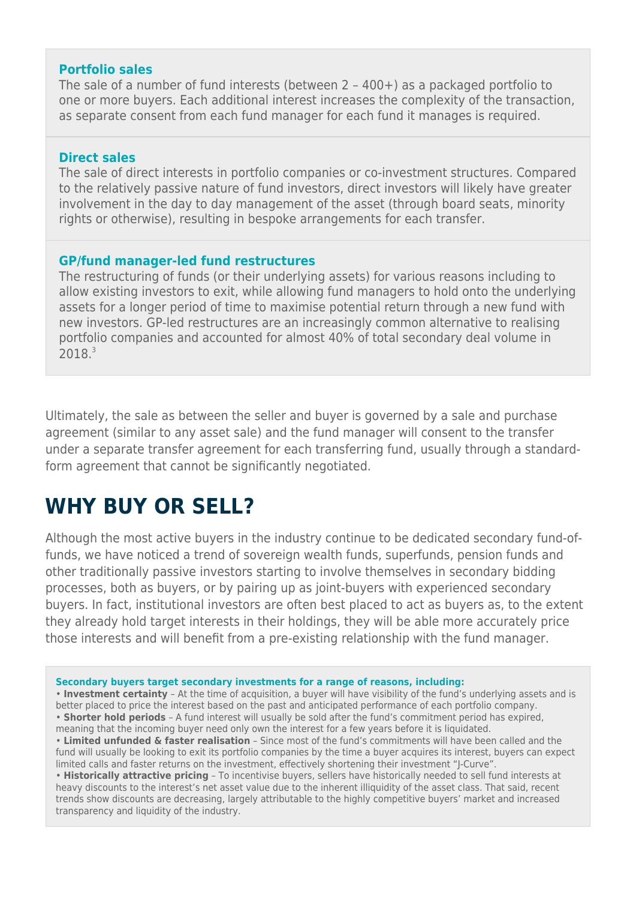### Portfolio sales

The sale of a number of fund interests (between 2 – 400+) as a packaged portfolio to one or more buyers. Each additional interest increases the complexity of the transaction, as separate consent from each fund manager for each fund it manages is required.

### Direct sales

The sale of direct interests in portfolio companies or co-investment structures. Compared to the relatively passive nature of fund investors, direct investors will likely have greater involvement in the day to day management of the asset (through board seats, minority rights or otherwise), resulting in bespoke arrangements for each transfer.

### GP/fund manager-led fund restructures

The restructuring of funds (or their underlying assets) for various reasons including to allow existing investors to exit, while allowing fund managers to hold onto the underlying assets for a longer period of time to maximise potential return through a new fund with new investors. GP-led restructures are an increasingly common alternative to realising portfolio companies and accounted for almost 40% of total secondary deal volume in 2018.[3]

Ultimately, the sale as between the seller and buyer is governed by a sale and purchase agreement (similar to any asset sale) and the fund manager will consent to the transfer under a separate transfer agreement for each transferring fund, usually through a standard-form agreement that cannot be significantly negotiated.

## WHY BUY OR SELL?

Although the most active buyers in the industry continue to be dedicated secondary fund-of-funds, we have noticed a trend of sovereign wealth funds, superfunds, pension funds and other traditionally passive investors starting to involve themselves in secondary bidding processes, both as buyers, or by pairing up as joint-buyers with experienced secondary buyers. In fact, institutional investors are often best placed to act as buyers as, to the extent they already hold target interests in their holdings, they will be able more accurately price those interests and will benefit from a pre-existing relationship with the fund manager.

**Secondary buyers target secondary investments for a range of reasons, including:**

- **Investment certainty** – At the time of acquisition, a buyer will have visibility of the fund's underlying assets and is better placed to price the interest based on the past and anticipated performance of each portfolio company.
- **Shorter hold periods** – A fund interest will usually be sold after the fund's commitment period has expired, meaning that the incoming buyer need only own the interest for a few years before it is liquidated.
- **Limited unfunded & faster realisation** – Since most of the fund's commitments will have been called and the fund will usually be looking to exit its portfolio companies by the time a buyer acquires its interest, buyers can expect limited calls and faster returns on the investment, effectively shortening their investment "J-Curve".
- **Historically attractive pricing** – To incentivise buyers, sellers have historically needed to sell fund interests at heavy discounts to the interest's net asset value due to the inherent illiquidity of the asset class. That said, recent trends show discounts are decreasing, largely attributable to the highly competitive buyers' market and increased transparency and liquidity of the industry.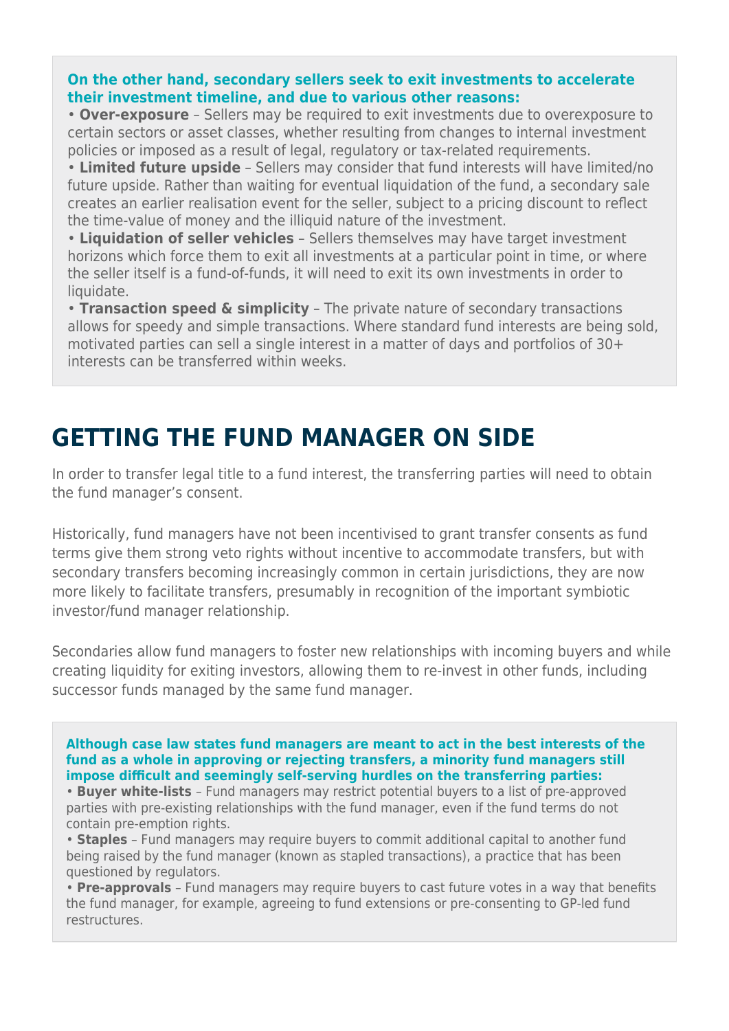**On the other hand, secondary sellers seek to exit investments to accelerate their investment timeline, and due to various other reasons:**

- **Over-exposure** – Sellers may be required to exit investments due to overexposure to certain sectors or asset classes, whether resulting from changes to internal investment policies or imposed as a result of legal, regulatory or tax-related requirements.
- **Limited future upside** – Sellers may consider that fund interests will have limited/no future upside. Rather than waiting for eventual liquidation of the fund, a secondary sale creates an earlier realisation event for the seller, subject to a pricing discount to reflect the time-value of money and the illiquid nature of the investment.
- **Liquidation of seller vehicles** – Sellers themselves may have target investment horizons which force them to exit all investments at a particular point in time, or where the seller itself is a fund-of-funds, it will need to exit its own investments in order to liquidate.
- **Transaction speed & simplicity** – The private nature of secondary transactions allows for speedy and simple transactions. Where standard fund interests are being sold, motivated parties can sell a single interest in a matter of days and portfolios of 30+ interests can be transferred within weeks.

# GETTING THE FUND MANAGER ON SIDE

In order to transfer legal title to a fund interest, the transferring parties will need to obtain the fund manager's consent.

Historically, fund managers have not been incentivised to grant transfer consents as fund terms give them strong veto rights without incentive to accommodate transfers, but with secondary transfers becoming increasingly common in certain jurisdictions, they are now more likely to facilitate transfers, presumably in recognition of the important symbiotic investor/fund manager relationship.

Secondaries allow fund managers to foster new relationships with incoming buyers and while creating liquidity for exiting investors, allowing them to re-invest in other funds, including successor funds managed by the same fund manager.

**Although case law states fund managers are meant to act in the best interests of the fund as a whole in approving or rejecting transfers, a minority fund managers still impose difficult and seemingly self-serving hurdles on the transferring parties:**

- **Buyer white-lists** – Fund managers may restrict potential buyers to a list of pre-approved parties with pre-existing relationships with the fund manager, even if the fund terms do not contain pre-emption rights.
- **Staples** – Fund managers may require buyers to commit additional capital to another fund being raised by the fund manager (known as stapled transactions), a practice that has been questioned by regulators.
- **Pre-approvals** – Fund managers may require buyers to cast future votes in a way that benefits the fund manager, for example, agreeing to fund extensions or pre-consenting to GP-led fund restructures.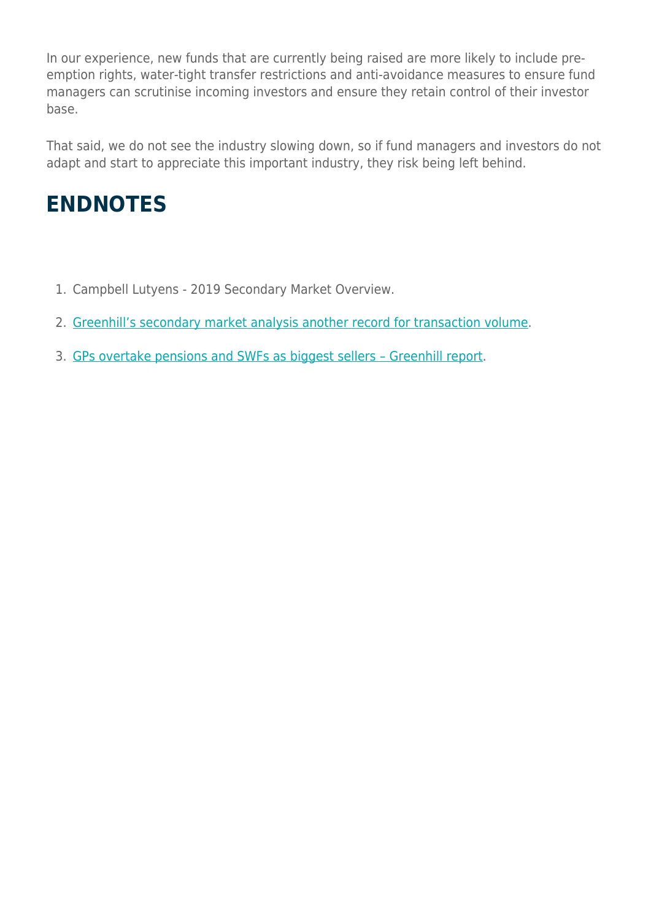In our experience, new funds that are currently being raised are more likely to include pre-emption rights, water-tight transfer restrictions and anti-avoidance measures to ensure fund managers can scrutinise incoming investors and ensure they retain control of their investor base.

That said, we do not see the industry slowing down, so if fund managers and investors do not adapt and start to appreciate this important industry, they risk being left behind.

## ENDNOTES

1. Campbell Lutyens - 2019 Secondary Market Overview.
2. Greenhill's secondary market analysis another record for transaction volume.
3. GPs overtake pensions and SWFs as biggest sellers – Greenhill report.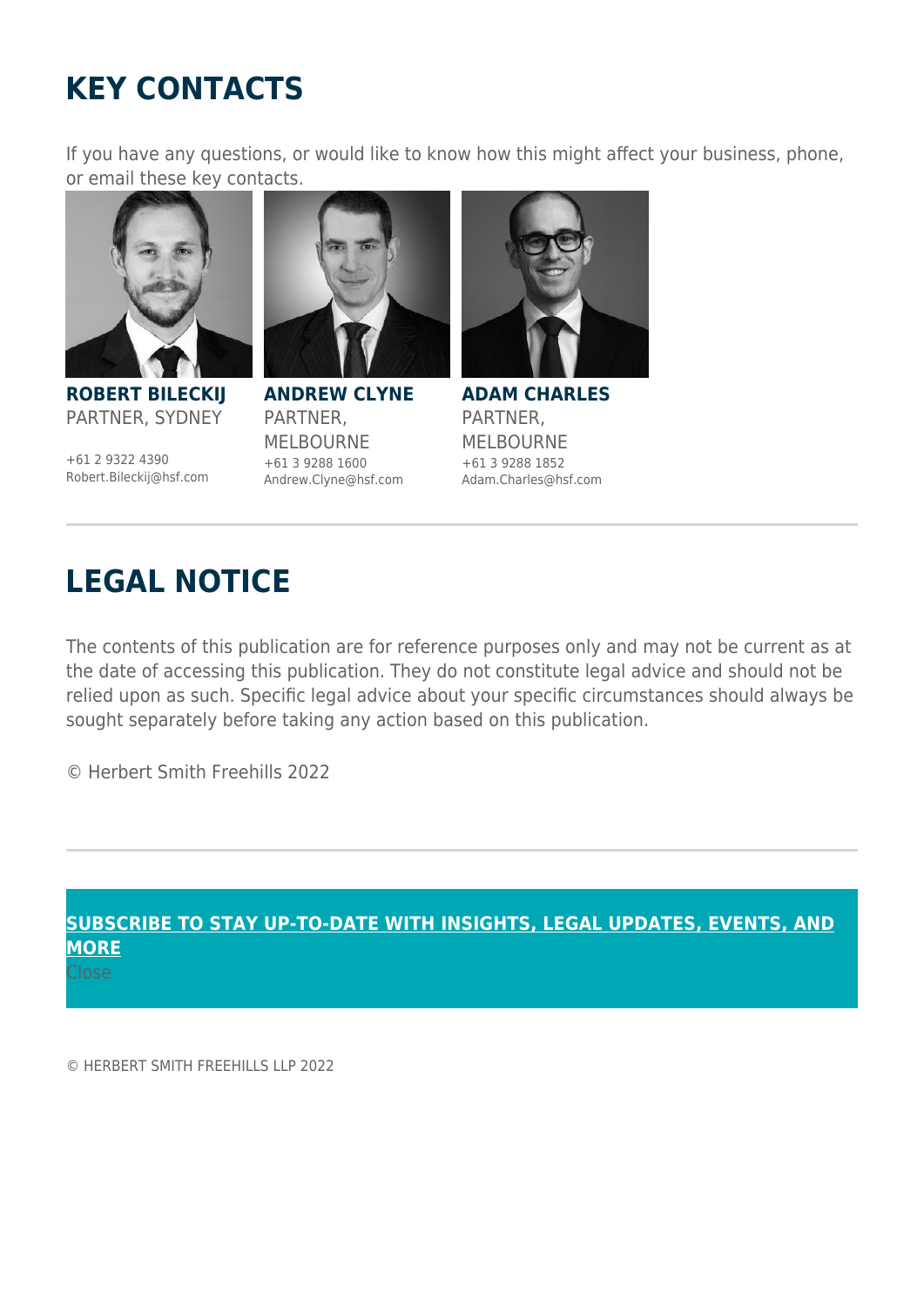# KEY CONTACTS

If you have any questions, or would like to know how this might affect your business, phone, or email these key contacts.

**ROBERT BILECKIJ**
PARTNER, SYDNEY

+61 2 9322 4390
Robert.Bileckij@hsf.com

**ANDREW CLYNE**
PARTNER, MELBOURNE
+61 3 9288 1600
Andrew.Clyne@hsf.com

**ADAM CHARLES**
PARTNER, MELBOURNE
+61 3 9288 1852
Adam.Charles@hsf.com

# LEGAL NOTICE

The contents of this publication are for reference purposes only and may not be current as at the date of accessing this publication. They do not constitute legal advice and should not be relied upon as such. Specific legal advice about your specific circumstances should always be sought separately before taking any action based on this publication.

© Herbert Smith Freehills 2022

**SUBSCRIBE TO STAY UP-TO-DATE WITH INSIGHTS, LEGAL UPDATES, EVENTS, AND MORE**
Close

© HERBERT SMITH FREEHILLS LLP 2022